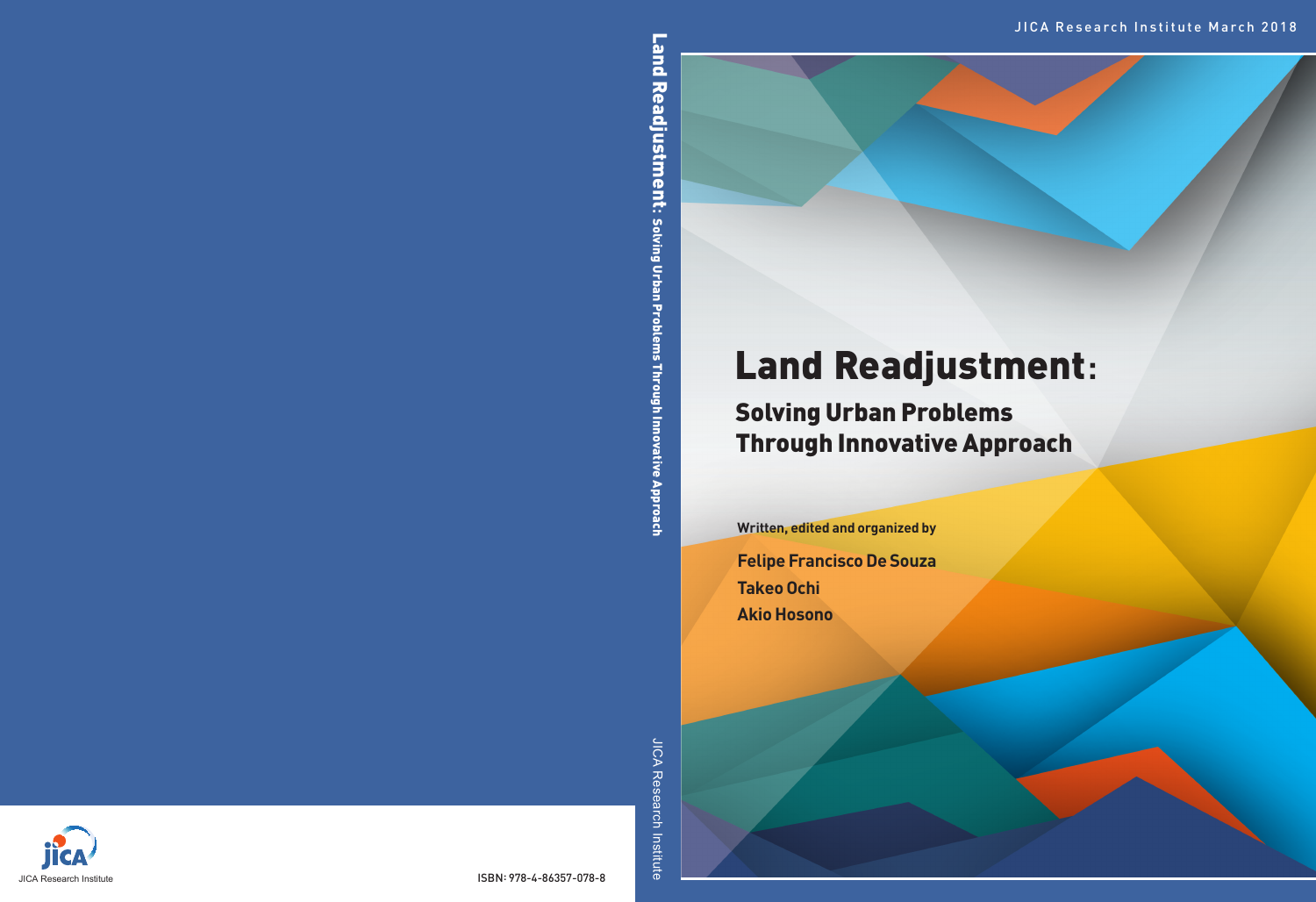JICA Research Institute March 2018

# Land Readjustment:

## Solving Urban Problems Through Innovative Approach

Written, edited and organized by

**Felipe Francisco De Souza**
**Takeo Ochi**
**Akio Hosono**

JICA Research Institute

ISBN: 978-4-86357-078-8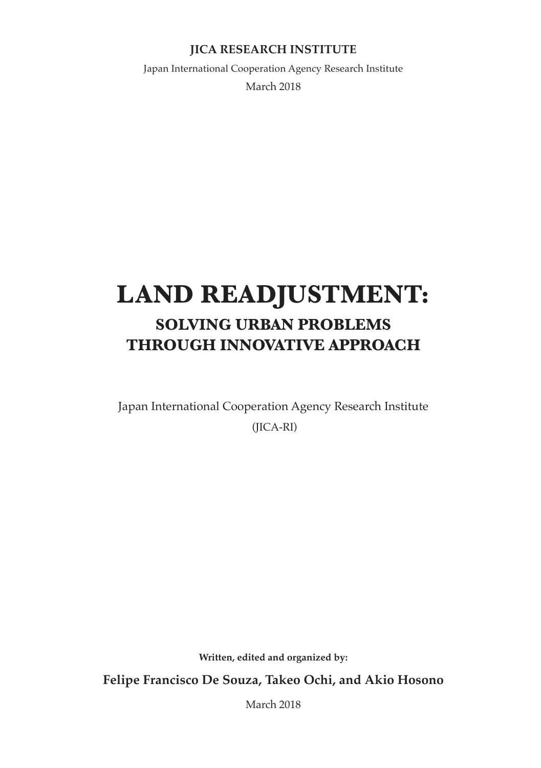**JICA RESEARCH INSTITUTE**

Japan International Cooperation Agency Research Institute

March 2018

# LAND READJUSTMENT:

## SOLVING URBAN PROBLEMS THROUGH INNOVATIVE APPROACH

Japan International Cooperation Agency Research Institute

(JICA-RI)

**Written, edited and organized by:**

**Felipe Francisco De Souza, Takeo Ochi, and Akio Hosono**

March 2018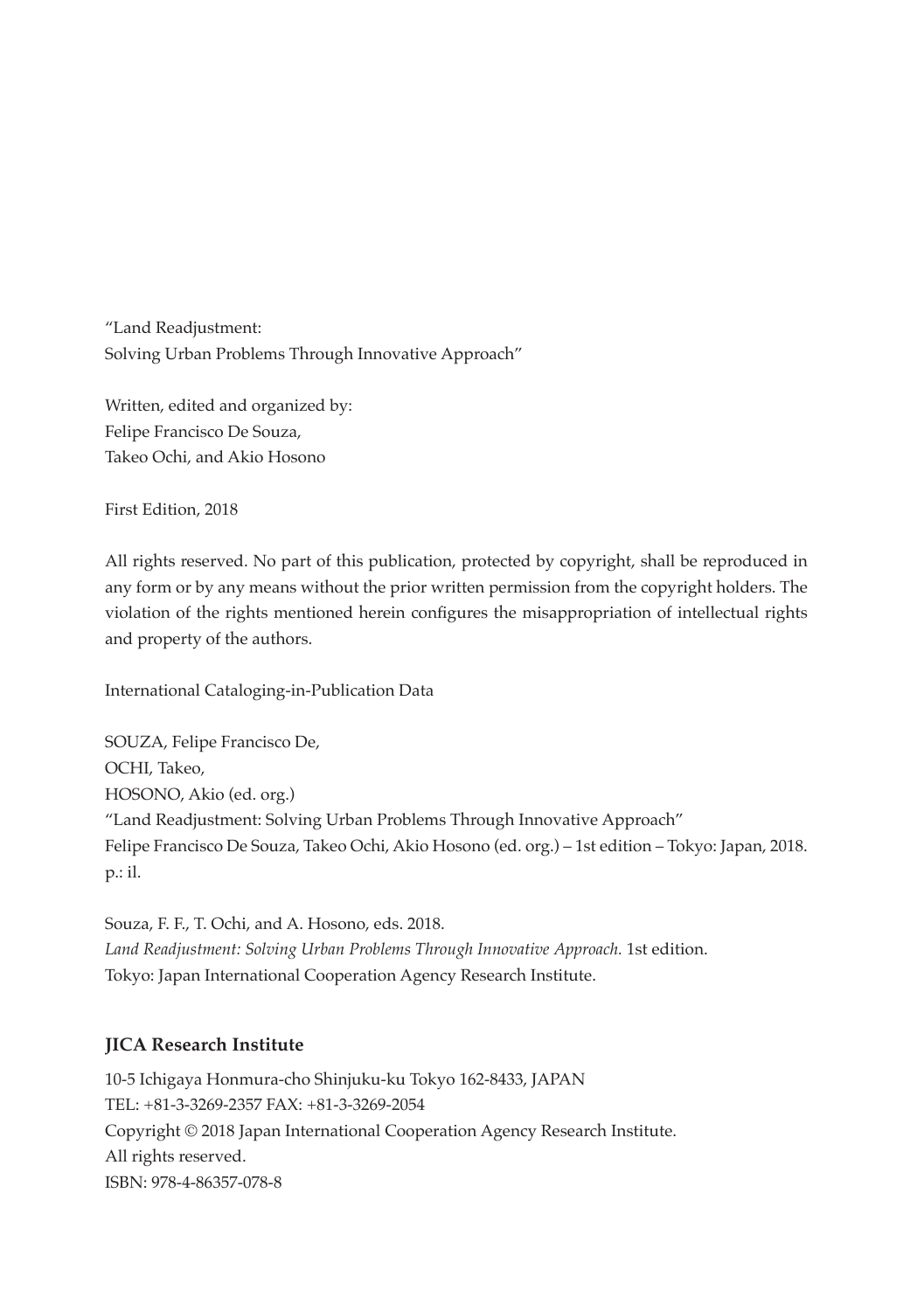"Land Readjustment:
Solving Urban Problems Through Innovative Approach"

Written, edited and organized by:
Felipe Francisco De Souza,
Takeo Ochi, and Akio Hosono

First Edition, 2018

All rights reserved. No part of this publication, protected by copyright, shall be reproduced in any form or by any means without the prior written permission from the copyright holders. The violation of the rights mentioned herein configures the misappropriation of intellectual rights and property of the authors.

International Cataloging-in-Publication Data

SOUZA, Felipe Francisco De,
OCHI, Takeo,
HOSONO, Akio (ed. org.)
"Land Readjustment: Solving Urban Problems Through Innovative Approach"
Felipe Francisco De Souza, Takeo Ochi, Akio Hosono (ed. org.) – 1st edition – Tokyo: Japan, 2018.
p.: il.

Souza, F. F., T. Ochi, and A. Hosono, eds. 2018.
*Land Readjustment: Solving Urban Problems Through Innovative Approach.* 1st edition.
Tokyo: Japan International Cooperation Agency Research Institute.

**JICA Research Institute**

10-5 Ichigaya Honmura-cho Shinjuku-ku Tokyo 162-8433, JAPAN
TEL: +81-3-3269-2357 FAX: +81-3-3269-2054
Copyright © 2018 Japan International Cooperation Agency Research Institute.
All rights reserved.
ISBN: 978-4-86357-078-8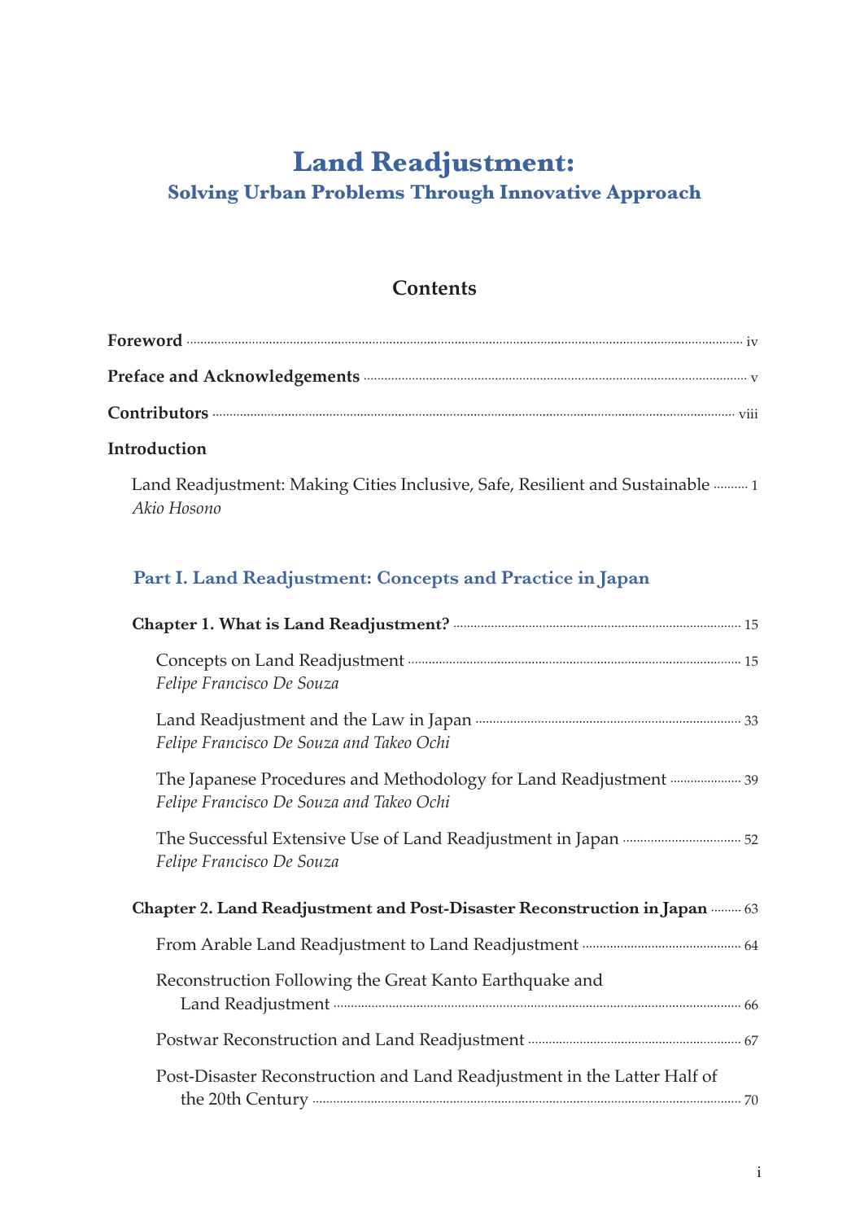# Land Readjustment:

## Solving Urban Problems Through Innovative Approach

### Contents

**Foreword** ..... iv

**Preface and Acknowledgements** ..... v

**Contributors** ..... viii

**Introduction**

Land Readjustment: Making Cities Inclusive, Safe, Resilient and Sustainable ..... 1
*Akio Hosono*

## Part I. Land Readjustment: Concepts and Practice in Japan

**Chapter 1. What is Land Readjustment?** ..... 15

Concepts on Land Readjustment ..... 15
*Felipe Francisco De Souza*

Land Readjustment and the Law in Japan ..... 33
*Felipe Francisco De Souza and Takeo Ochi*

The Japanese Procedures and Methodology for Land Readjustment ..... 39
*Felipe Francisco De Souza and Takeo Ochi*

The Successful Extensive Use of Land Readjustment in Japan ..... 52
*Felipe Francisco De Souza*

**Chapter 2. Land Readjustment and Post-Disaster Reconstruction in Japan** ..... 63

From Arable Land Readjustment to Land Readjustment ..... 64

Reconstruction Following the Great Kanto Earthquake and Land Readjustment ..... 66

Postwar Reconstruction and Land Readjustment ..... 67

Post-Disaster Reconstruction and Land Readjustment in the Latter Half of the 20th Century ..... 70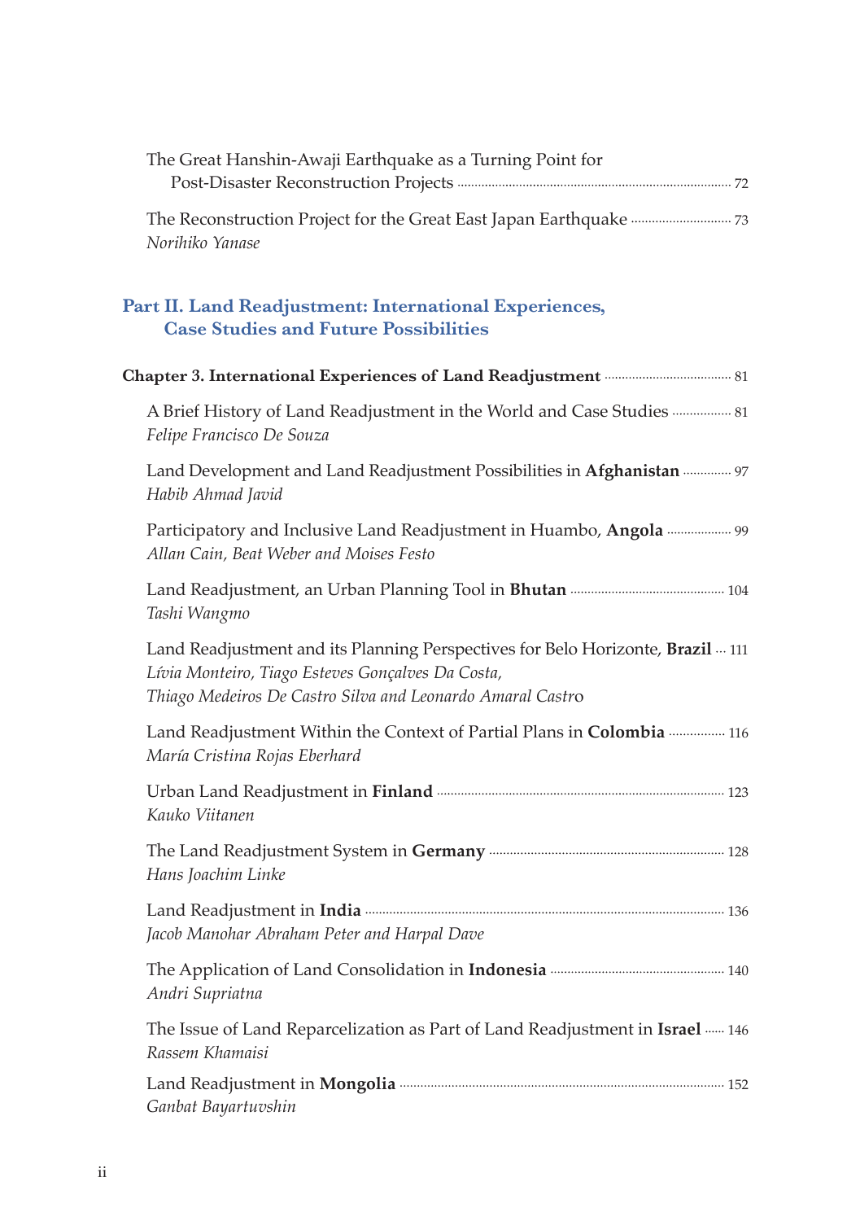The Great Hanshin-Awaji Earthquake as a Turning Point for Post-Disaster Reconstruction Projects ........ 72

The Reconstruction Project for the Great East Japan Earthquake ........ 73
*Norihiko Yanase*

## Part II. Land Readjustment: International Experiences, Case Studies and Future Possibilities

**Chapter 3. International Experiences of Land Readjustment** ........ 81

A Brief History of Land Readjustment in the World and Case Studies ........ 81
*Felipe Francisco De Souza*

Land Development and Land Readjustment Possibilities in **Afghanistan** ........ 97
*Habib Ahmad Javid*

Participatory and Inclusive Land Readjustment in Huambo, **Angola** ........ 99
*Allan Cain, Beat Weber and Moises Festo*

Land Readjustment, an Urban Planning Tool in **Bhutan** ........ 104
*Tashi Wangmo*

Land Readjustment and its Planning Perspectives for Belo Horizonte, **Brazil** ... 111
*Lívia Monteiro, Tiago Esteves Gonçalves Da Costa,*
*Thiago Medeiros De Castro Silva and Leonardo Amaral Castro*

Land Readjustment Within the Context of Partial Plans in **Colombia** ........ 116
*María Cristina Rojas Eberhard*

Urban Land Readjustment in **Finland** ........ 123
*Kauko Viitanen*

The Land Readjustment System in **Germany** ........ 128
*Hans Joachim Linke*

Land Readjustment in **India** ........ 136
*Jacob Manohar Abraham Peter and Harpal Dave*

The Application of Land Consolidation in **Indonesia** ........ 140
*Andri Supriatna*

The Issue of Land Reparcelization as Part of Land Readjustment in **Israel** ...... 146
*Rassem Khamaisi*

Land Readjustment in **Mongolia** ........ 152
*Ganbat Bayartuvshin*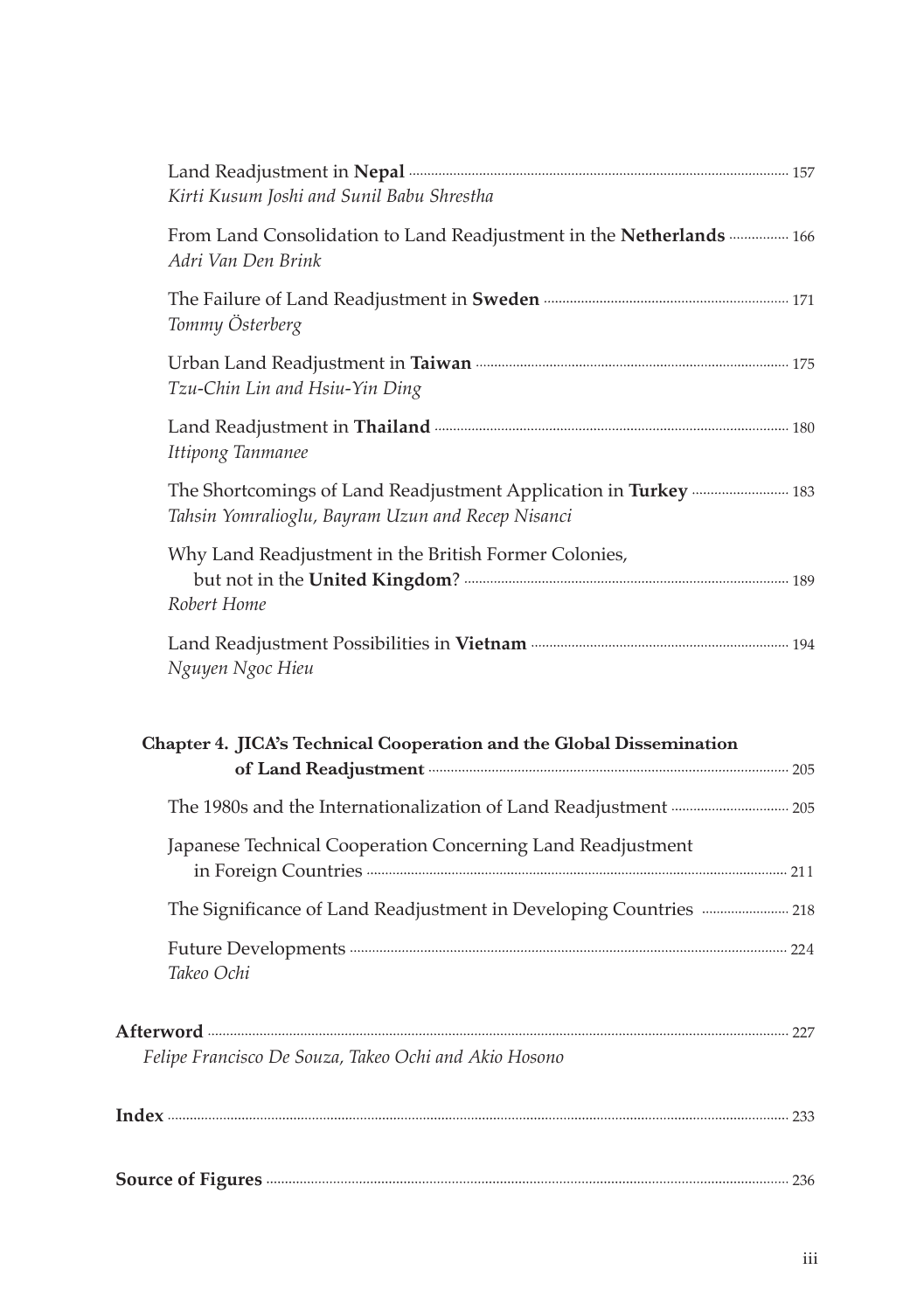Land Readjustment in **Nepal** ..... 157
*Kirti Kusum Joshi and Sunil Babu Shrestha*

From Land Consolidation to Land Readjustment in the **Netherlands** ..... 166
*Adri Van Den Brink*

The Failure of Land Readjustment in **Sweden** ..... 171
*Tommy Österberg*

Urban Land Readjustment in **Taiwan** ..... 175
*Tzu-Chin Lin and Hsiu-Yin Ding*

Land Readjustment in **Thailand** ..... 180
*Ittipong Tanmanee*

The Shortcomings of Land Readjustment Application in **Turkey** ..... 183
*Tahsin Yomralioglu, Bayram Uzun and Recep Nisanci*

Why Land Readjustment in the British Former Colonies, but not in the **United Kingdom**? ..... 189
*Robert Home*

Land Readjustment Possibilities in **Vietnam** ..... 194
*Nguyen Ngoc Hieu*

**Chapter 4. JICA's Technical Cooperation and the Global Dissemination of Land Readjustment** ..... 205

The 1980s and the Internationalization of Land Readjustment ..... 205

Japanese Technical Cooperation Concerning Land Readjustment in Foreign Countries ..... 211

The Significance of Land Readjustment in Developing Countries ..... 218

Future Developments ..... 224
*Takeo Ochi*

**Afterword** ..... 227
*Felipe Francisco De Souza, Takeo Ochi and Akio Hosono*

**Index** ..... 233

**Source of Figures** ..... 236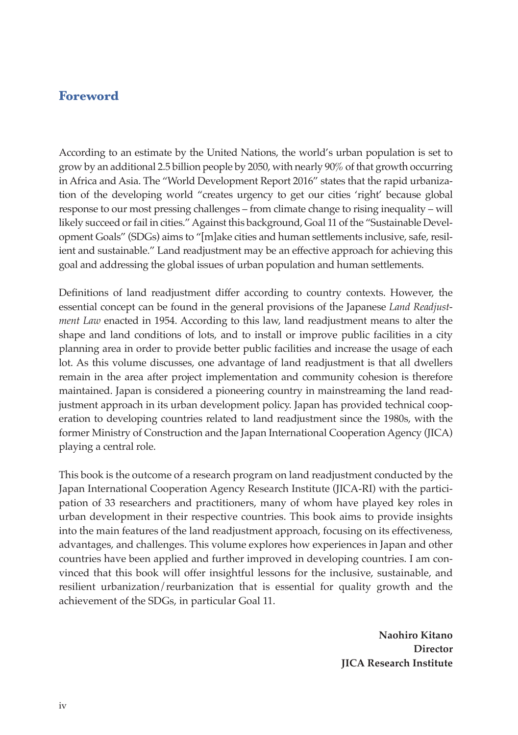## Foreword

According to an estimate by the United Nations, the world's urban population is set to grow by an additional 2.5 billion people by 2050, with nearly 90% of that growth occurring in Africa and Asia. The "World Development Report 2016" states that the rapid urbanization of the developing world "creates urgency to get our cities 'right' because global response to our most pressing challenges – from climate change to rising inequality – will likely succeed or fail in cities." Against this background, Goal 11 of the "Sustainable Development Goals" (SDGs) aims to "[m]ake cities and human settlements inclusive, safe, resilient and sustainable." Land readjustment may be an effective approach for achieving this goal and addressing the global issues of urban population and human settlements.

Definitions of land readjustment differ according to country contexts. However, the essential concept can be found in the general provisions of the Japanese *Land Readjustment Law* enacted in 1954. According to this law, land readjustment means to alter the shape and land conditions of lots, and to install or improve public facilities in a city planning area in order to provide better public facilities and increase the usage of each lot. As this volume discusses, one advantage of land readjustment is that all dwellers remain in the area after project implementation and community cohesion is therefore maintained. Japan is considered a pioneering country in mainstreaming the land readjustment approach in its urban development policy. Japan has provided technical cooperation to developing countries related to land readjustment since the 1980s, with the former Ministry of Construction and the Japan International Cooperation Agency (JICA) playing a central role.

This book is the outcome of a research program on land readjustment conducted by the Japan International Cooperation Agency Research Institute (JICA-RI) with the participation of 33 researchers and practitioners, many of whom have played key roles in urban development in their respective countries. This book aims to provide insights into the main features of the land readjustment approach, focusing on its effectiveness, advantages, and challenges. This volume explores how experiences in Japan and other countries have been applied and further improved in developing countries. I am convinced that this book will offer insightful lessons for the inclusive, sustainable, and resilient urbanization/reurbanization that is essential for quality growth and the achievement of the SDGs, in particular Goal 11.

**Naohiro Kitano**
**Director**
**JICA Research Institute**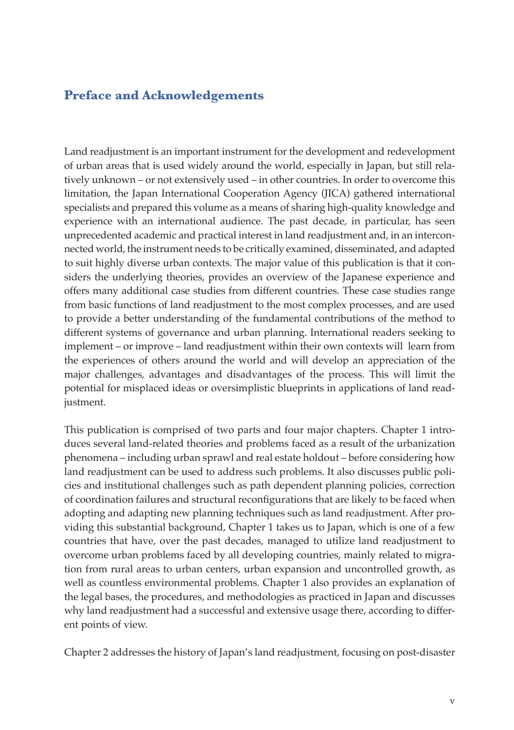## Preface and Acknowledgements

Land readjustment is an important instrument for the development and redevelopment of urban areas that is used widely around the world, especially in Japan, but still relatively unknown – or not extensively used – in other countries. In order to overcome this limitation, the Japan International Cooperation Agency (JICA) gathered international specialists and prepared this volume as a means of sharing high-quality knowledge and experience with an international audience. The past decade, in particular, has seen unprecedented academic and practical interest in land readjustment and, in an interconnected world, the instrument needs to be critically examined, disseminated, and adapted to suit highly diverse urban contexts. The major value of this publication is that it considers the underlying theories, provides an overview of the Japanese experience and offers many additional case studies from different countries. These case studies range from basic functions of land readjustment to the most complex processes, and are used to provide a better understanding of the fundamental contributions of the method to different systems of governance and urban planning. International readers seeking to implement – or improve – land readjustment within their own contexts will learn from the experiences of others around the world and will develop an appreciation of the major challenges, advantages and disadvantages of the process. This will limit the potential for misplaced ideas or oversimplistic blueprints in applications of land readjustment.

This publication is comprised of two parts and four major chapters. Chapter 1 introduces several land-related theories and problems faced as a result of the urbanization phenomena – including urban sprawl and real estate holdout – before considering how land readjustment can be used to address such problems. It also discusses public policies and institutional challenges such as path dependent planning policies, correction of coordination failures and structural reconfigurations that are likely to be faced when adopting and adapting new planning techniques such as land readjustment. After providing this substantial background, Chapter 1 takes us to Japan, which is one of a few countries that have, over the past decades, managed to utilize land readjustment to overcome urban problems faced by all developing countries, mainly related to migration from rural areas to urban centers, urban expansion and uncontrolled growth, as well as countless environmental problems. Chapter 1 also provides an explanation of the legal bases, the procedures, and methodologies as practiced in Japan and discusses why land readjustment had a successful and extensive usage there, according to different points of view.

Chapter 2 addresses the history of Japan's land readjustment, focusing on post-disaster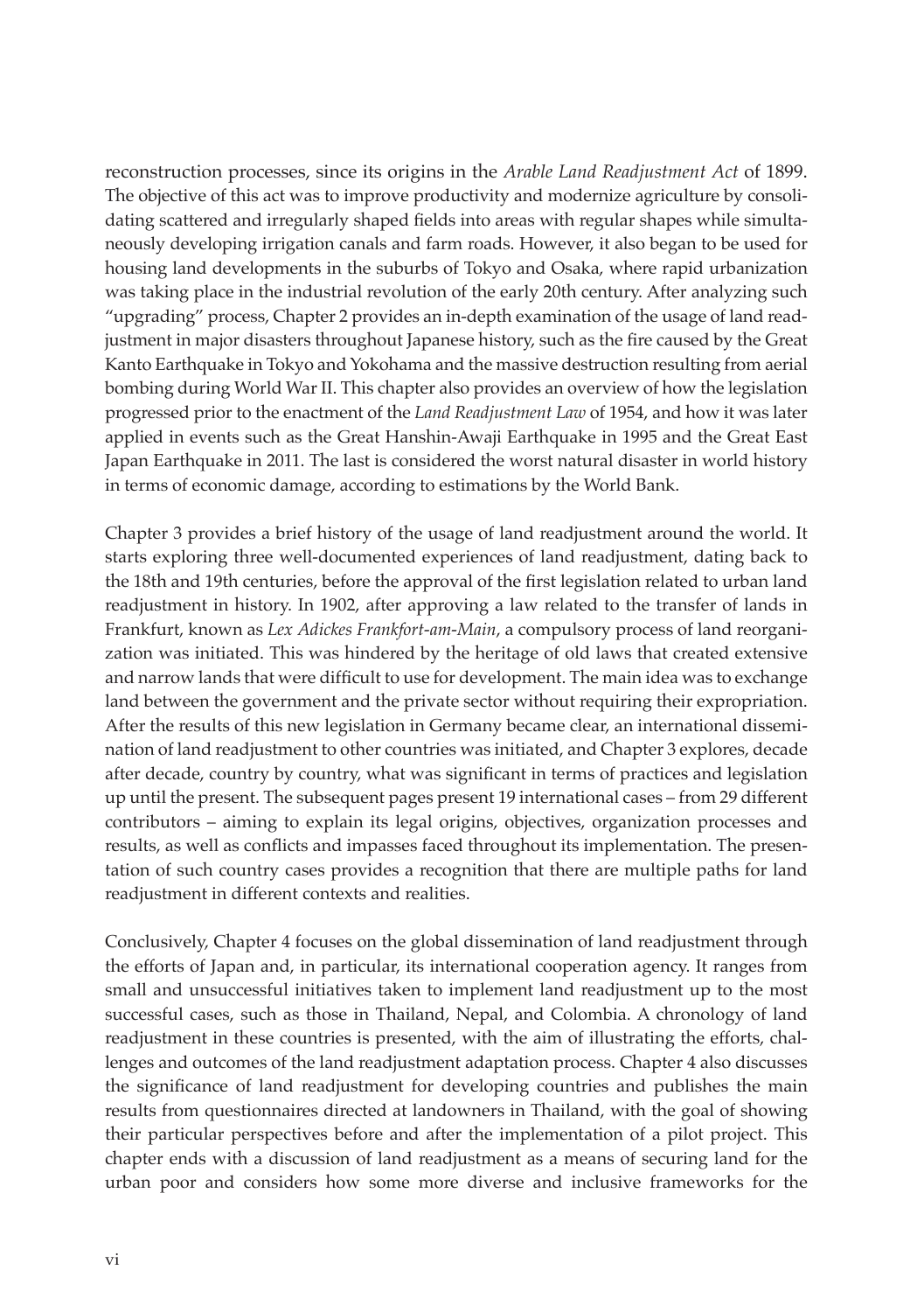reconstruction processes, since its origins in the *Arable Land Readjustment Act* of 1899. The objective of this act was to improve productivity and modernize agriculture by consolidating scattered and irregularly shaped fields into areas with regular shapes while simultaneously developing irrigation canals and farm roads. However, it also began to be used for housing land developments in the suburbs of Tokyo and Osaka, where rapid urbanization was taking place in the industrial revolution of the early 20th century. After analyzing such "upgrading" process, Chapter 2 provides an in-depth examination of the usage of land readjustment in major disasters throughout Japanese history, such as the fire caused by the Great Kanto Earthquake in Tokyo and Yokohama and the massive destruction resulting from aerial bombing during World War II. This chapter also provides an overview of how the legislation progressed prior to the enactment of the *Land Readjustment Law* of 1954, and how it was later applied in events such as the Great Hanshin-Awaji Earthquake in 1995 and the Great East Japan Earthquake in 2011. The last is considered the worst natural disaster in world history in terms of economic damage, according to estimations by the World Bank.

Chapter 3 provides a brief history of the usage of land readjustment around the world. It starts exploring three well-documented experiences of land readjustment, dating back to the 18th and 19th centuries, before the approval of the first legislation related to urban land readjustment in history. In 1902, after approving a law related to the transfer of lands in Frankfurt, known as *Lex Adickes Frankfort-am-Main*, a compulsory process of land reorganization was initiated. This was hindered by the heritage of old laws that created extensive and narrow lands that were difficult to use for development. The main idea was to exchange land between the government and the private sector without requiring their expropriation. After the results of this new legislation in Germany became clear, an international dissemination of land readjustment to other countries was initiated, and Chapter 3 explores, decade after decade, country by country, what was significant in terms of practices and legislation up until the present. The subsequent pages present 19 international cases – from 29 different contributors – aiming to explain its legal origins, objectives, organization processes and results, as well as conflicts and impasses faced throughout its implementation. The presentation of such country cases provides a recognition that there are multiple paths for land readjustment in different contexts and realities.

Conclusively, Chapter 4 focuses on the global dissemination of land readjustment through the efforts of Japan and, in particular, its international cooperation agency. It ranges from small and unsuccessful initiatives taken to implement land readjustment up to the most successful cases, such as those in Thailand, Nepal, and Colombia. A chronology of land readjustment in these countries is presented, with the aim of illustrating the efforts, challenges and outcomes of the land readjustment adaptation process. Chapter 4 also discusses the significance of land readjustment for developing countries and publishes the main results from questionnaires directed at landowners in Thailand, with the goal of showing their particular perspectives before and after the implementation of a pilot project. This chapter ends with a discussion of land readjustment as a means of securing land for the urban poor and considers how some more diverse and inclusive frameworks for the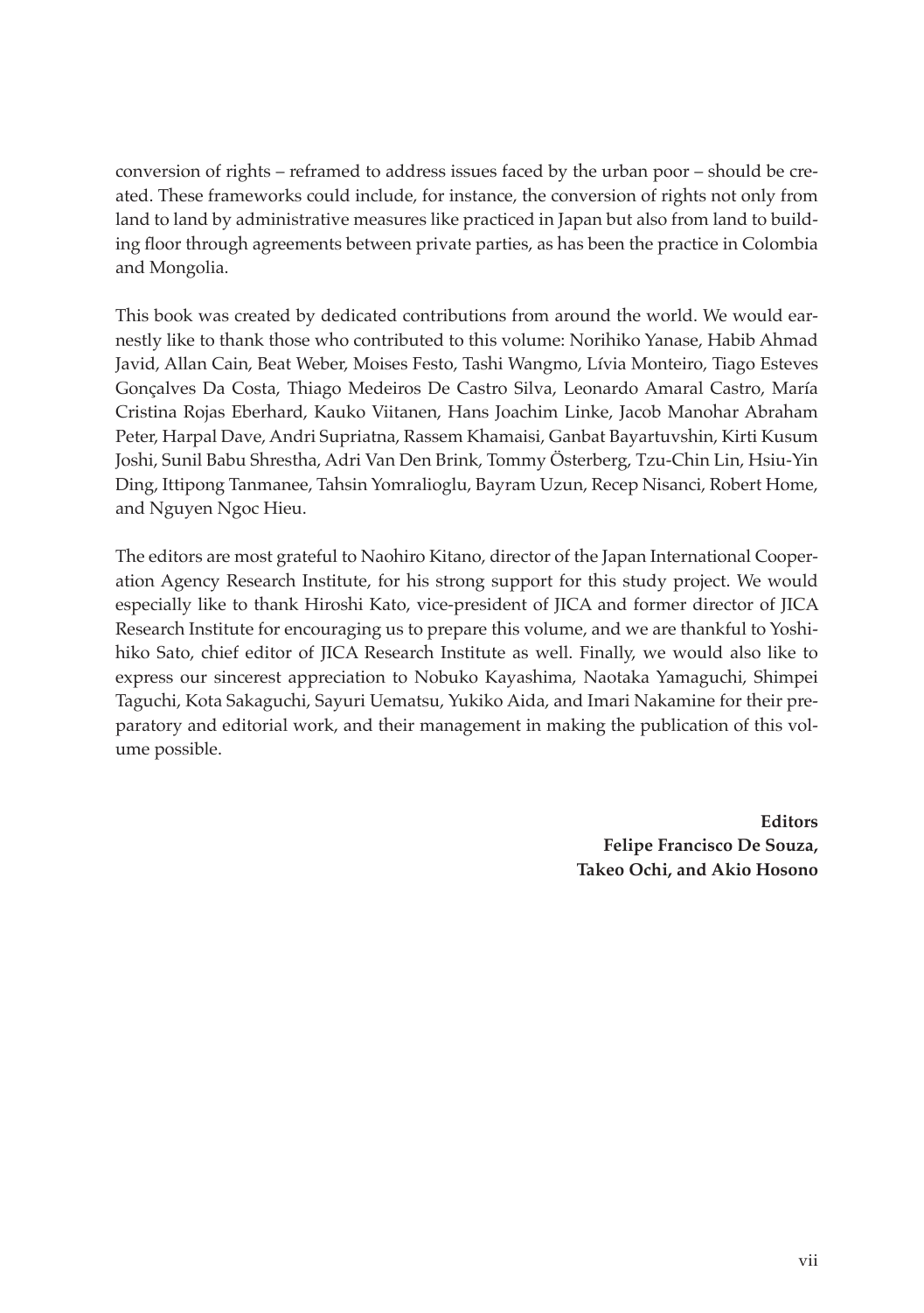conversion of rights – reframed to address issues faced by the urban poor – should be created. These frameworks could include, for instance, the conversion of rights not only from land to land by administrative measures like practiced in Japan but also from land to building floor through agreements between private parties, as has been the practice in Colombia and Mongolia.

This book was created by dedicated contributions from around the world. We would earnestly like to thank those who contributed to this volume: Norihiko Yanase, Habib Ahmad Javid, Allan Cain, Beat Weber, Moises Festo, Tashi Wangmo, Lívia Monteiro, Tiago Esteves Gonçalves Da Costa, Thiago Medeiros De Castro Silva, Leonardo Amaral Castro, María Cristina Rojas Eberhard, Kauko Viitanen, Hans Joachim Linke, Jacob Manohar Abraham Peter, Harpal Dave, Andri Supriatna, Rassem Khamaisi, Ganbat Bayartuvshin, Kirti Kusum Joshi, Sunil Babu Shrestha, Adri Van Den Brink, Tommy Österberg, Tzu-Chin Lin, Hsiu-Yin Ding, Ittipong Tanmanee, Tahsin Yomralioglu, Bayram Uzun, Recep Nisanci, Robert Home, and Nguyen Ngoc Hieu.

The editors are most grateful to Naohiro Kitano, director of the Japan International Cooperation Agency Research Institute, for his strong support for this study project. We would especially like to thank Hiroshi Kato, vice-president of JICA and former director of JICA Research Institute for encouraging us to prepare this volume, and we are thankful to Yoshihiko Sato, chief editor of JICA Research Institute as well. Finally, we would also like to express our sincerest appreciation to Nobuko Kayashima, Naotaka Yamaguchi, Shimpei Taguchi, Kota Sakaguchi, Sayuri Uematsu, Yukiko Aida, and Imari Nakamine for their preparatory and editorial work, and their management in making the publication of this volume possible.

**Editors**
**Felipe Francisco De Souza,**
**Takeo Ochi, and Akio Hosono**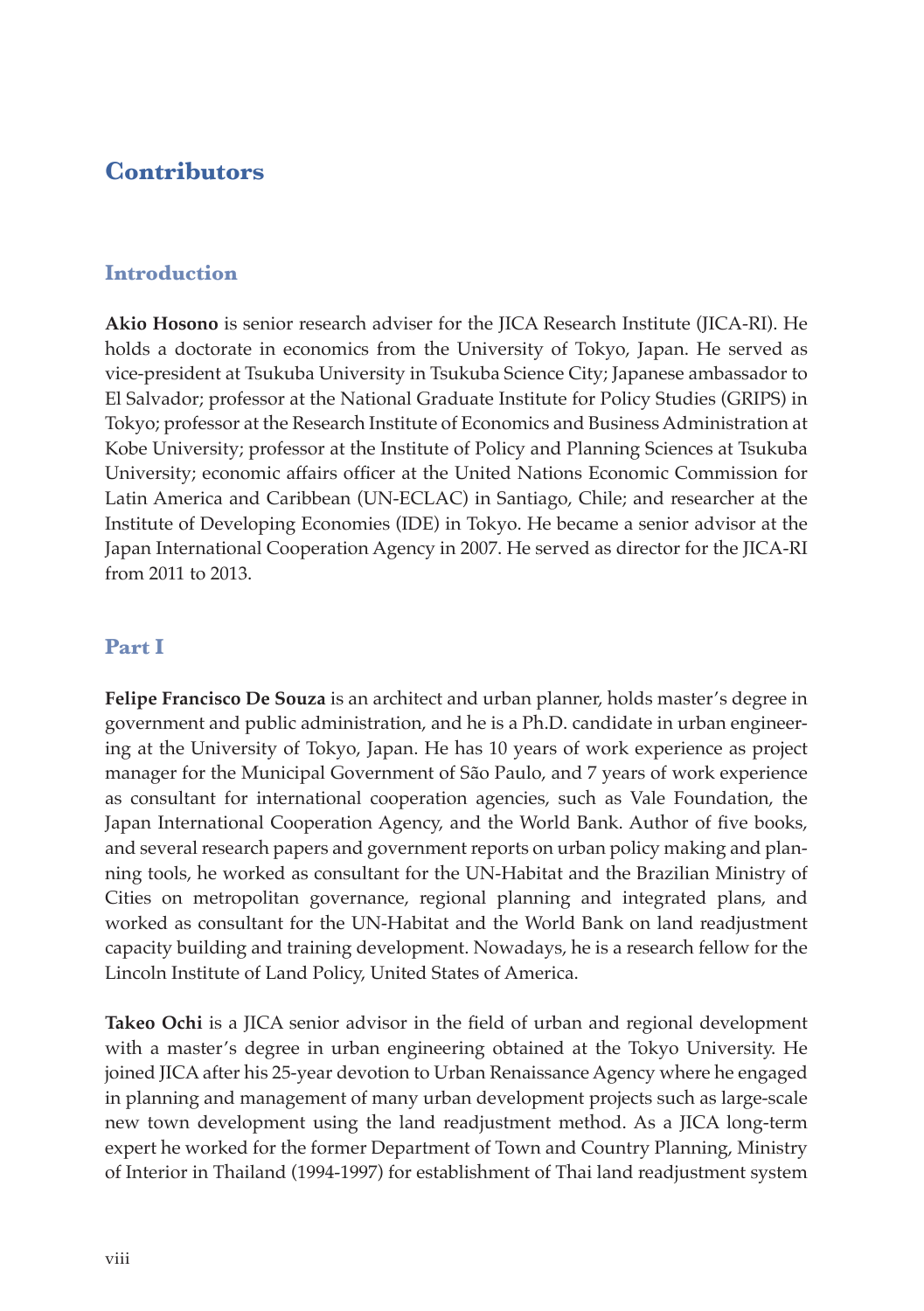# Contributors

## Introduction

**Akio Hosono** is senior research adviser for the JICA Research Institute (JICA-RI). He holds a doctorate in economics from the University of Tokyo, Japan. He served as vice-president at Tsukuba University in Tsukuba Science City; Japanese ambassador to El Salvador; professor at the National Graduate Institute for Policy Studies (GRIPS) in Tokyo; professor at the Research Institute of Economics and Business Administration at Kobe University; professor at the Institute of Policy and Planning Sciences at Tsukuba University; economic affairs officer at the United Nations Economic Commission for Latin America and Caribbean (UN-ECLAC) in Santiago, Chile; and researcher at the Institute of Developing Economies (IDE) in Tokyo. He became a senior advisor at the Japan International Cooperation Agency in 2007. He served as director for the JICA-RI from 2011 to 2013.

## Part I

**Felipe Francisco De Souza** is an architect and urban planner, holds master's degree in government and public administration, and he is a Ph.D. candidate in urban engineering at the University of Tokyo, Japan. He has 10 years of work experience as project manager for the Municipal Government of São Paulo, and 7 years of work experience as consultant for international cooperation agencies, such as Vale Foundation, the Japan International Cooperation Agency, and the World Bank. Author of five books, and several research papers and government reports on urban policy making and planning tools, he worked as consultant for the UN-Habitat and the Brazilian Ministry of Cities on metropolitan governance, regional planning and integrated plans, and worked as consultant for the UN-Habitat and the World Bank on land readjustment capacity building and training development. Nowadays, he is a research fellow for the Lincoln Institute of Land Policy, United States of America.

**Takeo Ochi** is a JICA senior advisor in the field of urban and regional development with a master's degree in urban engineering obtained at the Tokyo University. He joined JICA after his 25-year devotion to Urban Renaissance Agency where he engaged in planning and management of many urban development projects such as large-scale new town development using the land readjustment method. As a JICA long-term expert he worked for the former Department of Town and Country Planning, Ministry of Interior in Thailand (1994-1997) for establishment of Thai land readjustment system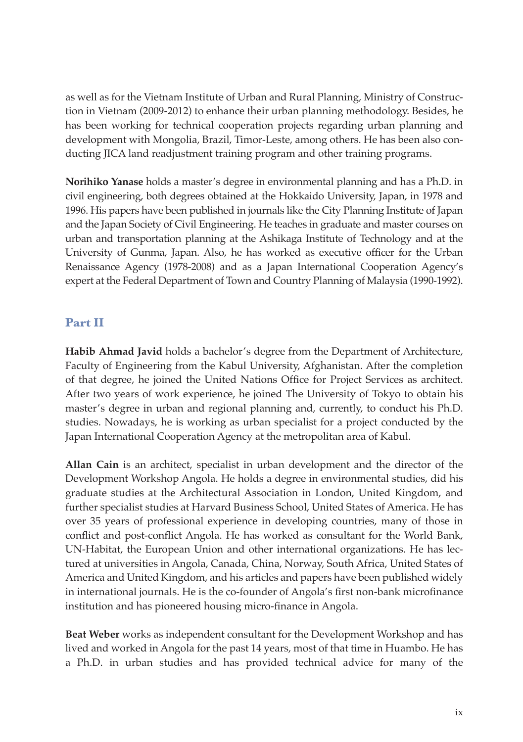as well as for the Vietnam Institute of Urban and Rural Planning, Ministry of Construction in Vietnam (2009-2012) to enhance their urban planning methodology. Besides, he has been working for technical cooperation projects regarding urban planning and development with Mongolia, Brazil, Timor-Leste, among others. He has been also conducting JICA land readjustment training program and other training programs.

**Norihiko Yanase** holds a master's degree in environmental planning and has a Ph.D. in civil engineering, both degrees obtained at the Hokkaido University, Japan, in 1978 and 1996. His papers have been published in journals like the City Planning Institute of Japan and the Japan Society of Civil Engineering. He teaches in graduate and master courses on urban and transportation planning at the Ashikaga Institute of Technology and at the University of Gunma, Japan. Also, he has worked as executive officer for the Urban Renaissance Agency (1978-2008) and as a Japan International Cooperation Agency's expert at the Federal Department of Town and Country Planning of Malaysia (1990-1992).

## Part II

**Habib Ahmad Javid** holds a bachelor's degree from the Department of Architecture, Faculty of Engineering from the Kabul University, Afghanistan. After the completion of that degree, he joined the United Nations Office for Project Services as architect. After two years of work experience, he joined The University of Tokyo to obtain his master's degree in urban and regional planning and, currently, to conduct his Ph.D. studies. Nowadays, he is working as urban specialist for a project conducted by the Japan International Cooperation Agency at the metropolitan area of Kabul.

**Allan Cain** is an architect, specialist in urban development and the director of the Development Workshop Angola. He holds a degree in environmental studies, did his graduate studies at the Architectural Association in London, United Kingdom, and further specialist studies at Harvard Business School, United States of America. He has over 35 years of professional experience in developing countries, many of those in conflict and post-conflict Angola. He has worked as consultant for the World Bank, UN-Habitat, the European Union and other international organizations. He has lectured at universities in Angola, Canada, China, Norway, South Africa, United States of America and United Kingdom, and his articles and papers have been published widely in international journals. He is the co-founder of Angola's first non-bank microfinance institution and has pioneered housing micro-finance in Angola.

**Beat Weber** works as independent consultant for the Development Workshop and has lived and worked in Angola for the past 14 years, most of that time in Huambo. He has a Ph.D. in urban studies and has provided technical advice for many of the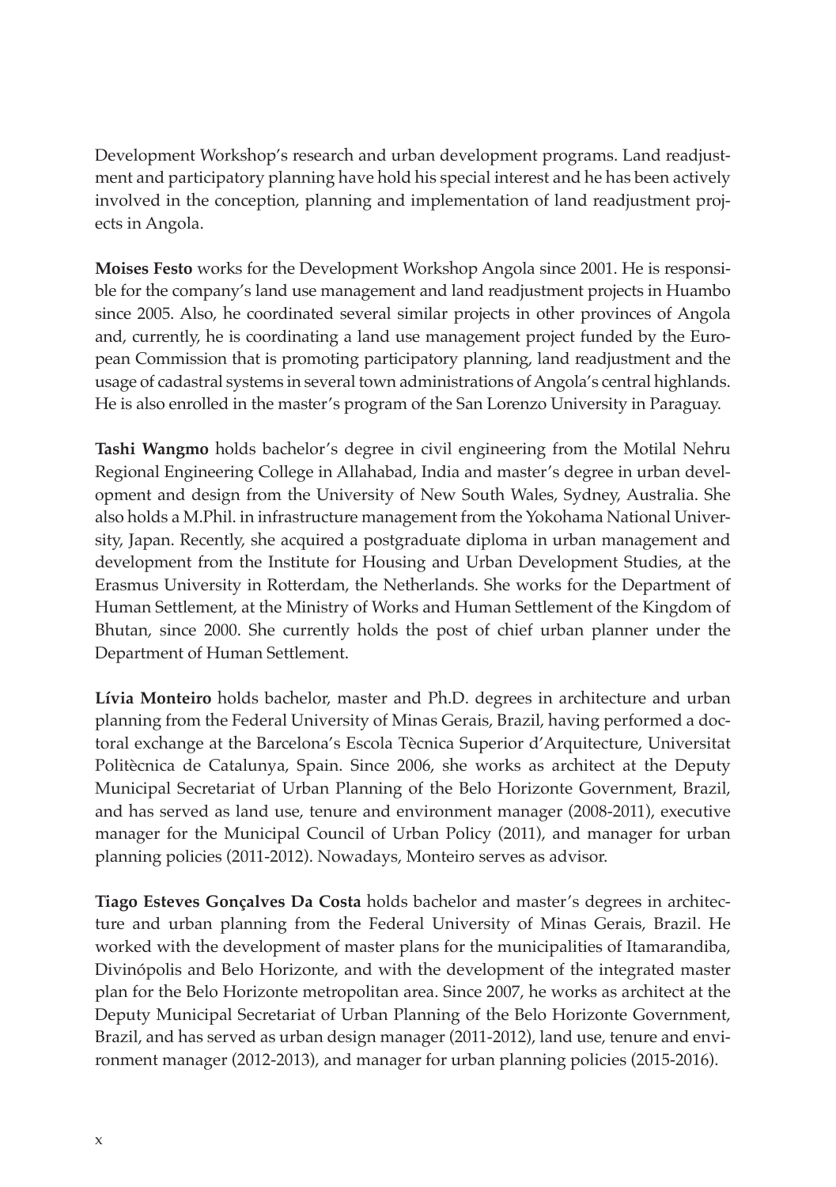Development Workshop's research and urban development programs. Land readjustment and participatory planning have hold his special interest and he has been actively involved in the conception, planning and implementation of land readjustment projects in Angola.

**Moises Festo** works for the Development Workshop Angola since 2001. He is responsible for the company's land use management and land readjustment projects in Huambo since 2005. Also, he coordinated several similar projects in other provinces of Angola and, currently, he is coordinating a land use management project funded by the European Commission that is promoting participatory planning, land readjustment and the usage of cadastral systems in several town administrations of Angola's central highlands. He is also enrolled in the master's program of the San Lorenzo University in Paraguay.

**Tashi Wangmo** holds bachelor's degree in civil engineering from the Motilal Nehru Regional Engineering College in Allahabad, India and master's degree in urban development and design from the University of New South Wales, Sydney, Australia. She also holds a M.Phil. in infrastructure management from the Yokohama National University, Japan. Recently, she acquired a postgraduate diploma in urban management and development from the Institute for Housing and Urban Development Studies, at the Erasmus University in Rotterdam, the Netherlands. She works for the Department of Human Settlement, at the Ministry of Works and Human Settlement of the Kingdom of Bhutan, since 2000. She currently holds the post of chief urban planner under the Department of Human Settlement.

**Lívia Monteiro** holds bachelor, master and Ph.D. degrees in architecture and urban planning from the Federal University of Minas Gerais, Brazil, having performed a doctoral exchange at the Barcelona's Escola Tècnica Superior d'Arquitecture, Universitat Politècnica de Catalunya, Spain. Since 2006, she works as architect at the Deputy Municipal Secretariat of Urban Planning of the Belo Horizonte Government, Brazil, and has served as land use, tenure and environment manager (2008-2011), executive manager for the Municipal Council of Urban Policy (2011), and manager for urban planning policies (2011-2012). Nowadays, Monteiro serves as advisor.

**Tiago Esteves Gonçalves Da Costa** holds bachelor and master's degrees in architecture and urban planning from the Federal University of Minas Gerais, Brazil. He worked with the development of master plans for the municipalities of Itamarandiba, Divinópolis and Belo Horizonte, and with the development of the integrated master plan for the Belo Horizonte metropolitan area. Since 2007, he works as architect at the Deputy Municipal Secretariat of Urban Planning of the Belo Horizonte Government, Brazil, and has served as urban design manager (2011-2012), land use, tenure and environment manager (2012-2013), and manager for urban planning policies (2015-2016).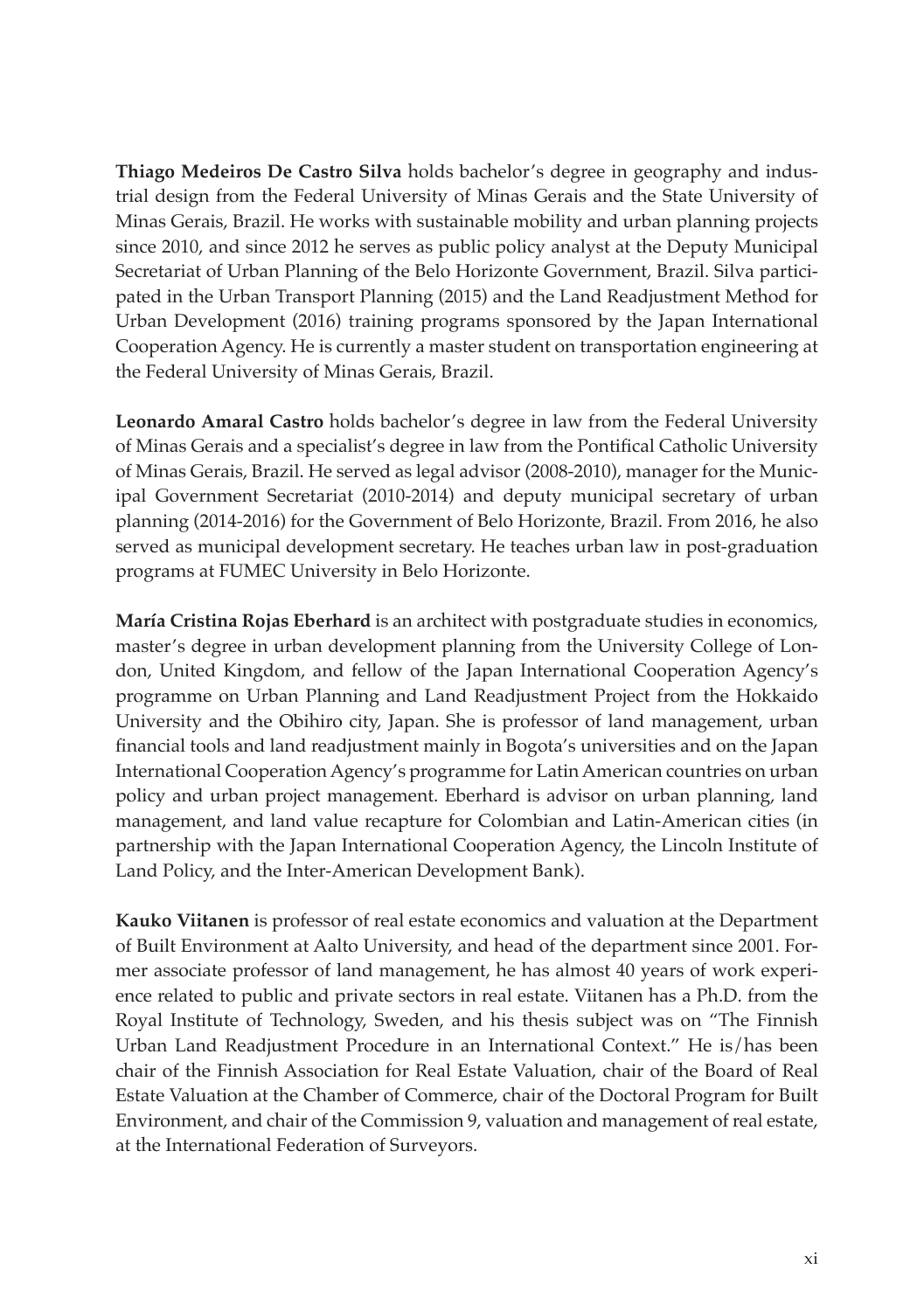**Thiago Medeiros De Castro Silva** holds bachelor's degree in geography and industrial design from the Federal University of Minas Gerais and the State University of Minas Gerais, Brazil. He works with sustainable mobility and urban planning projects since 2010, and since 2012 he serves as public policy analyst at the Deputy Municipal Secretariat of Urban Planning of the Belo Horizonte Government, Brazil. Silva participated in the Urban Transport Planning (2015) and the Land Readjustment Method for Urban Development (2016) training programs sponsored by the Japan International Cooperation Agency. He is currently a master student on transportation engineering at the Federal University of Minas Gerais, Brazil.

**Leonardo Amaral Castro** holds bachelor's degree in law from the Federal University of Minas Gerais and a specialist's degree in law from the Pontifical Catholic University of Minas Gerais, Brazil. He served as legal advisor (2008-2010), manager for the Municipal Government Secretariat (2010-2014) and deputy municipal secretary of urban planning (2014-2016) for the Government of Belo Horizonte, Brazil. From 2016, he also served as municipal development secretary. He teaches urban law in post-graduation programs at FUMEC University in Belo Horizonte.

**María Cristina Rojas Eberhard** is an architect with postgraduate studies in economics, master's degree in urban development planning from the University College of London, United Kingdom, and fellow of the Japan International Cooperation Agency's programme on Urban Planning and Land Readjustment Project from the Hokkaido University and the Obihiro city, Japan. She is professor of land management, urban financial tools and land readjustment mainly in Bogota's universities and on the Japan International Cooperation Agency's programme for Latin American countries on urban policy and urban project management. Eberhard is advisor on urban planning, land management, and land value recapture for Colombian and Latin-American cities (in partnership with the Japan International Cooperation Agency, the Lincoln Institute of Land Policy, and the Inter-American Development Bank).

**Kauko Viitanen** is professor of real estate economics and valuation at the Department of Built Environment at Aalto University, and head of the department since 2001. Former associate professor of land management, he has almost 40 years of work experience related to public and private sectors in real estate. Viitanen has a Ph.D. from the Royal Institute of Technology, Sweden, and his thesis subject was on "The Finnish Urban Land Readjustment Procedure in an International Context." He is/has been chair of the Finnish Association for Real Estate Valuation, chair of the Board of Real Estate Valuation at the Chamber of Commerce, chair of the Doctoral Program for Built Environment, and chair of the Commission 9, valuation and management of real estate, at the International Federation of Surveyors.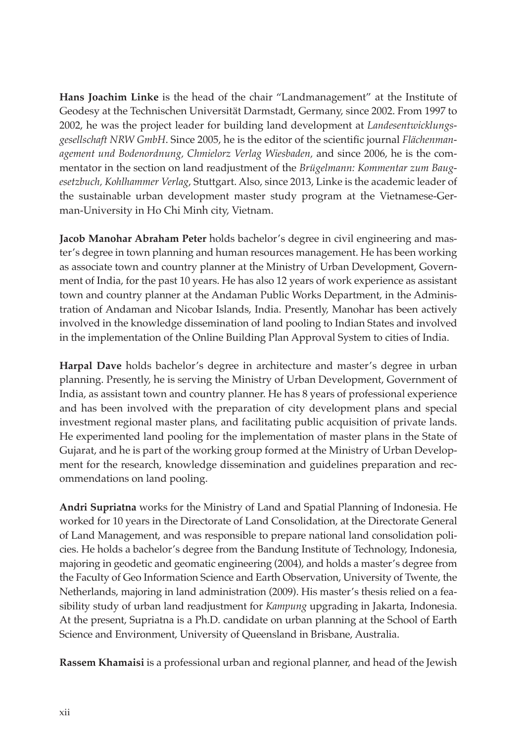**Hans Joachim Linke** is the head of the chair "Landmanagement" at the Institute of Geodesy at the Technischen Universität Darmstadt, Germany, since 2002. From 1997 to 2002, he was the project leader for building land development at *Landesentwicklungsgesellschaft NRW GmbH*. Since 2005, he is the editor of the scientific journal *Flächenmanagement und Bodenordnung, Chmielorz Verlag Wiesbaden*, and since 2006, he is the commentator in the section on land readjustment of the *Brügelmann: Kommentar zum Baugesetzbuch, Kohlhammer Verlag*, Stuttgart. Also, since 2013, Linke is the academic leader of the sustainable urban development master study program at the Vietnamese-German-University in Ho Chi Minh city, Vietnam.

**Jacob Manohar Abraham Peter** holds bachelor's degree in civil engineering and master's degree in town planning and human resources management. He has been working as associate town and country planner at the Ministry of Urban Development, Government of India, for the past 10 years. He has also 12 years of work experience as assistant town and country planner at the Andaman Public Works Department, in the Administration of Andaman and Nicobar Islands, India. Presently, Manohar has been actively involved in the knowledge dissemination of land pooling to Indian States and involved in the implementation of the Online Building Plan Approval System to cities of India.

**Harpal Dave** holds bachelor's degree in architecture and master's degree in urban planning. Presently, he is serving the Ministry of Urban Development, Government of India, as assistant town and country planner. He has 8 years of professional experience and has been involved with the preparation of city development plans and special investment regional master plans, and facilitating public acquisition of private lands. He experimented land pooling for the implementation of master plans in the State of Gujarat, and he is part of the working group formed at the Ministry of Urban Development for the research, knowledge dissemination and guidelines preparation and recommendations on land pooling.

**Andri Supriatna** works for the Ministry of Land and Spatial Planning of Indonesia. He worked for 10 years in the Directorate of Land Consolidation, at the Directorate General of Land Management, and was responsible to prepare national land consolidation policies. He holds a bachelor's degree from the Bandung Institute of Technology, Indonesia, majoring in geodetic and geomatic engineering (2004), and holds a master's degree from the Faculty of Geo Information Science and Earth Observation, University of Twente, the Netherlands, majoring in land administration (2009). His master's thesis relied on a feasibility study of urban land readjustment for *Kampung* upgrading in Jakarta, Indonesia. At the present, Supriatna is a Ph.D. candidate on urban planning at the School of Earth Science and Environment, University of Queensland in Brisbane, Australia.

**Rassem Khamaisi** is a professional urban and regional planner, and head of the Jewish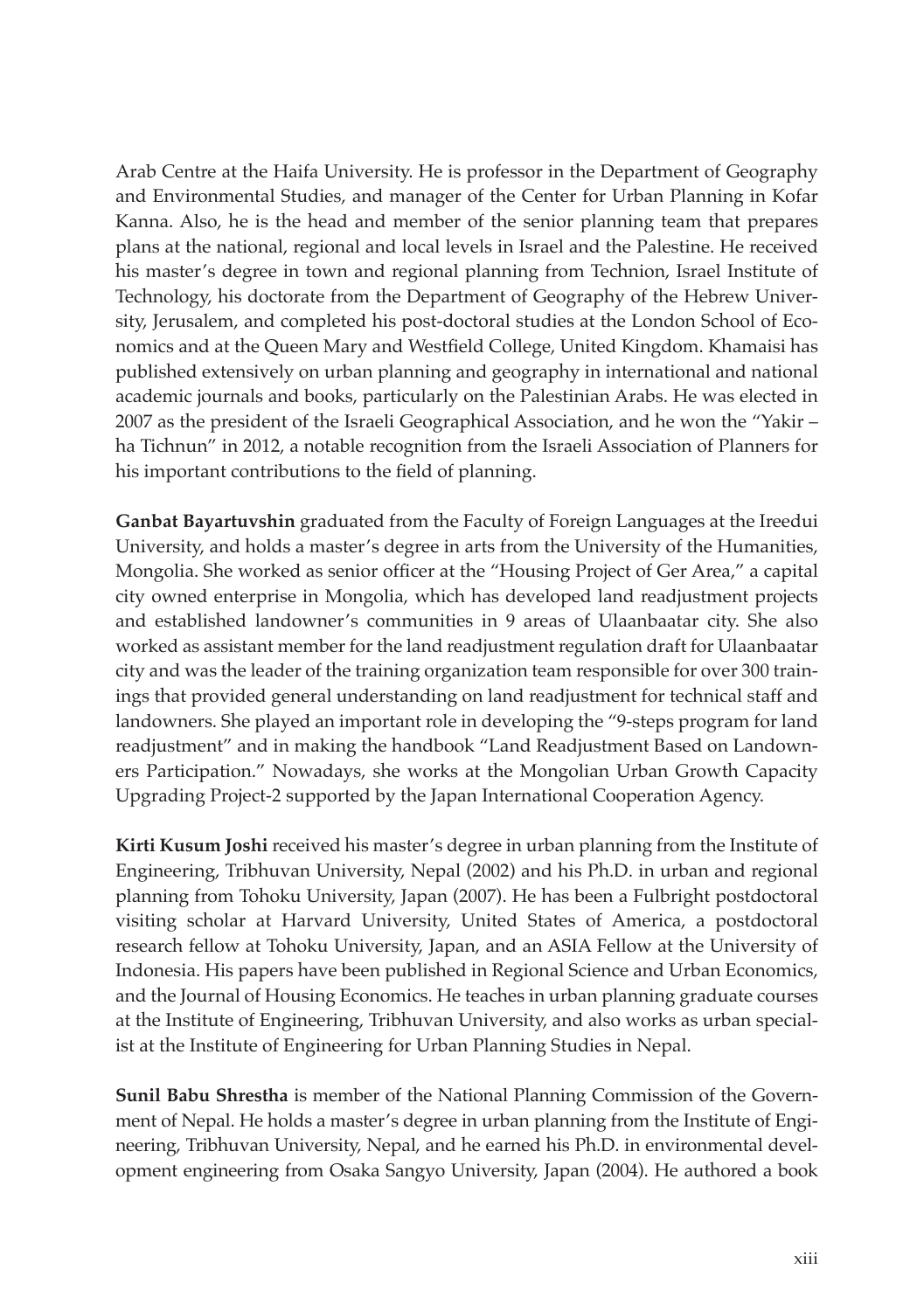Arab Centre at the Haifa University. He is professor in the Department of Geography and Environmental Studies, and manager of the Center for Urban Planning in Kofar Kanna. Also, he is the head and member of the senior planning team that prepares plans at the national, regional and local levels in Israel and the Palestine. He received his master's degree in town and regional planning from Technion, Israel Institute of Technology, his doctorate from the Department of Geography of the Hebrew University, Jerusalem, and completed his post-doctoral studies at the London School of Economics and at the Queen Mary and Westfield College, United Kingdom. Khamaisi has published extensively on urban planning and geography in international and national academic journals and books, particularly on the Palestinian Arabs. He was elected in 2007 as the president of the Israeli Geographical Association, and he won the "Yakir – ha Tichnun" in 2012, a notable recognition from the Israeli Association of Planners for his important contributions to the field of planning.

**Ganbat Bayartuvshin** graduated from the Faculty of Foreign Languages at the Ireedui University, and holds a master's degree in arts from the University of the Humanities, Mongolia. She worked as senior officer at the "Housing Project of Ger Area," a capital city owned enterprise in Mongolia, which has developed land readjustment projects and established landowner's communities in 9 areas of Ulaanbaatar city. She also worked as assistant member for the land readjustment regulation draft for Ulaanbaatar city and was the leader of the training organization team responsible for over 300 trainings that provided general understanding on land readjustment for technical staff and landowners. She played an important role in developing the "9-steps program for land readjustment" and in making the handbook "Land Readjustment Based on Landowners Participation." Nowadays, she works at the Mongolian Urban Growth Capacity Upgrading Project-2 supported by the Japan International Cooperation Agency.

**Kirti Kusum Joshi** received his master's degree in urban planning from the Institute of Engineering, Tribhuvan University, Nepal (2002) and his Ph.D. in urban and regional planning from Tohoku University, Japan (2007). He has been a Fulbright postdoctoral visiting scholar at Harvard University, United States of America, a postdoctoral research fellow at Tohoku University, Japan, and an ASIA Fellow at the University of Indonesia. His papers have been published in Regional Science and Urban Economics, and the Journal of Housing Economics. He teaches in urban planning graduate courses at the Institute of Engineering, Tribhuvan University, and also works as urban specialist at the Institute of Engineering for Urban Planning Studies in Nepal.

**Sunil Babu Shrestha** is member of the National Planning Commission of the Government of Nepal. He holds a master's degree in urban planning from the Institute of Engineering, Tribhuvan University, Nepal, and he earned his Ph.D. in environmental development engineering from Osaka Sangyo University, Japan (2004). He authored a book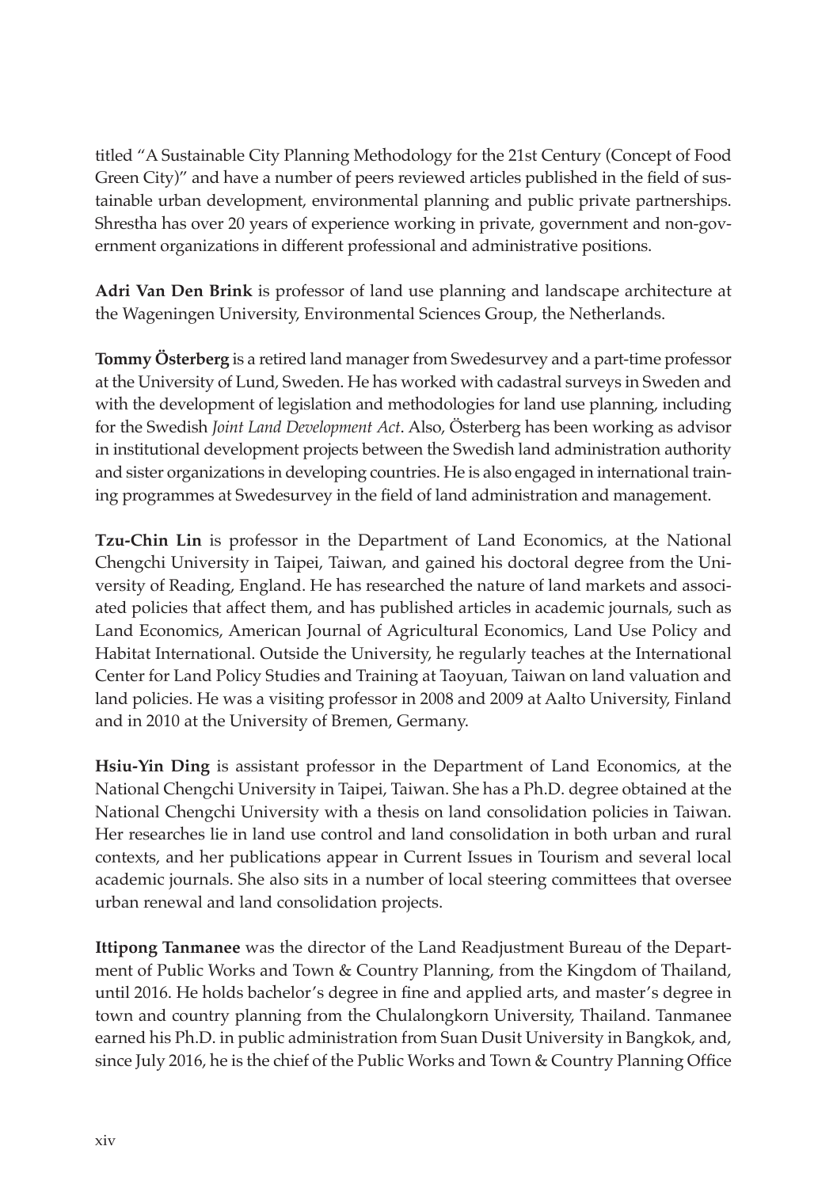titled “A Sustainable City Planning Methodology for the 21st Century (Concept of Food Green City)” and have a number of peers reviewed articles published in the field of sustainable urban development, environmental planning and public private partnerships. Shrestha has over 20 years of experience working in private, government and non-government organizations in different professional and administrative positions.

**Adri Van Den Brink** is professor of land use planning and landscape architecture at the Wageningen University, Environmental Sciences Group, the Netherlands.

**Tommy Österberg** is a retired land manager from Swedesurvey and a part-time professor at the University of Lund, Sweden. He has worked with cadastral surveys in Sweden and with the development of legislation and methodologies for land use planning, including for the Swedish *Joint Land Development Act*. Also, Österberg has been working as advisor in institutional development projects between the Swedish land administration authority and sister organizations in developing countries. He is also engaged in international training programmes at Swedesurvey in the field of land administration and management.

**Tzu-Chin Lin** is professor in the Department of Land Economics, at the National Chengchi University in Taipei, Taiwan, and gained his doctoral degree from the University of Reading, England. He has researched the nature of land markets and associated policies that affect them, and has published articles in academic journals, such as Land Economics, American Journal of Agricultural Economics, Land Use Policy and Habitat International. Outside the University, he regularly teaches at the International Center for Land Policy Studies and Training at Taoyuan, Taiwan on land valuation and land policies. He was a visiting professor in 2008 and 2009 at Aalto University, Finland and in 2010 at the University of Bremen, Germany.

**Hsiu-Yin Ding** is assistant professor in the Department of Land Economics, at the National Chengchi University in Taipei, Taiwan. She has a Ph.D. degree obtained at the National Chengchi University with a thesis on land consolidation policies in Taiwan. Her researches lie in land use control and land consolidation in both urban and rural contexts, and her publications appear in Current Issues in Tourism and several local academic journals. She also sits in a number of local steering committees that oversee urban renewal and land consolidation projects.

**Ittipong Tanmanee** was the director of the Land Readjustment Bureau of the Department of Public Works and Town & Country Planning, from the Kingdom of Thailand, until 2016. He holds bachelor’s degree in fine and applied arts, and master’s degree in town and country planning from the Chulalongkorn University, Thailand. Tanmanee earned his Ph.D. in public administration from Suan Dusit University in Bangkok, and, since July 2016, he is the chief of the Public Works and Town & Country Planning Office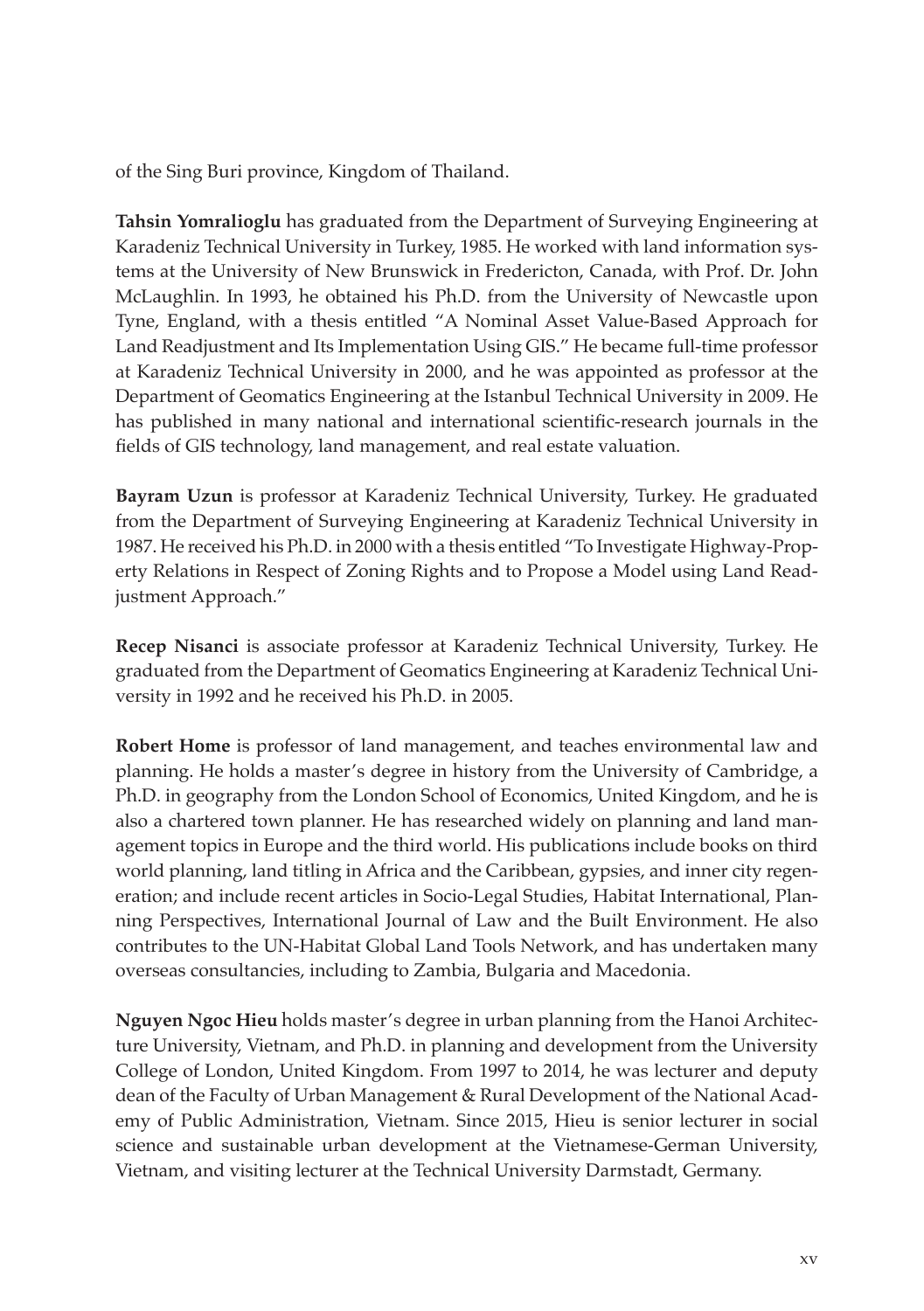of the Sing Buri province, Kingdom of Thailand.

**Tahsin Yomralioglu** has graduated from the Department of Surveying Engineering at Karadeniz Technical University in Turkey, 1985. He worked with land information systems at the University of New Brunswick in Fredericton, Canada, with Prof. Dr. John McLaughlin. In 1993, he obtained his Ph.D. from the University of Newcastle upon Tyne, England, with a thesis entitled "A Nominal Asset Value-Based Approach for Land Readjustment and Its Implementation Using GIS." He became full-time professor at Karadeniz Technical University in 2000, and he was appointed as professor at the Department of Geomatics Engineering at the Istanbul Technical University in 2009. He has published in many national and international scientific-research journals in the fields of GIS technology, land management, and real estate valuation.

**Bayram Uzun** is professor at Karadeniz Technical University, Turkey. He graduated from the Department of Surveying Engineering at Karadeniz Technical University in 1987. He received his Ph.D. in 2000 with a thesis entitled "To Investigate Highway-Property Relations in Respect of Zoning Rights and to Propose a Model using Land Readjustment Approach."

**Recep Nisanci** is associate professor at Karadeniz Technical University, Turkey. He graduated from the Department of Geomatics Engineering at Karadeniz Technical University in 1992 and he received his Ph.D. in 2005.

**Robert Home** is professor of land management, and teaches environmental law and planning. He holds a master's degree in history from the University of Cambridge, a Ph.D. in geography from the London School of Economics, United Kingdom, and he is also a chartered town planner. He has researched widely on planning and land management topics in Europe and the third world. His publications include books on third world planning, land titling in Africa and the Caribbean, gypsies, and inner city regeneration; and include recent articles in Socio-Legal Studies, Habitat International, Planning Perspectives, International Journal of Law and the Built Environment. He also contributes to the UN-Habitat Global Land Tools Network, and has undertaken many overseas consultancies, including to Zambia, Bulgaria and Macedonia.

**Nguyen Ngoc Hieu** holds master's degree in urban planning from the Hanoi Architecture University, Vietnam, and Ph.D. in planning and development from the University College of London, United Kingdom. From 1997 to 2014, he was lecturer and deputy dean of the Faculty of Urban Management & Rural Development of the National Academy of Public Administration, Vietnam. Since 2015, Hieu is senior lecturer in social science and sustainable urban development at the Vietnamese-German University, Vietnam, and visiting lecturer at the Technical University Darmstadt, Germany.